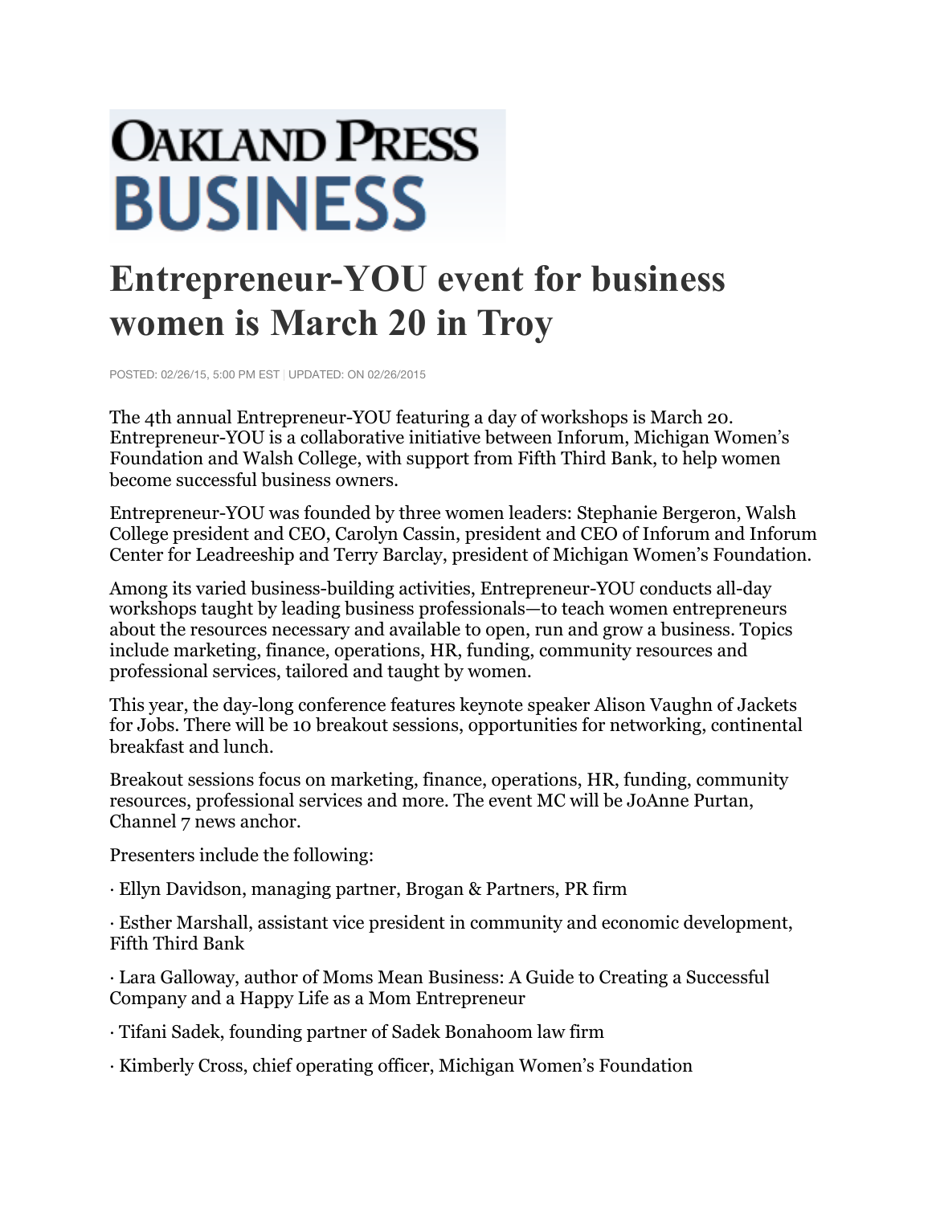# OAKLAND PRESS BUSINESS

# Entrepreneur-YOU event for business women is March 20 in Troy

POSTED: 02/26/15, 5:00 PM EST | UPDATED: ON 02/26/2015

The 4th annual Entrepreneur-YOU featuring a day of workshops is March 20. Entrepreneur-YOU is a collaborative initiative between Inforum, Michigan Women's Foundation and Walsh College, with support from Fifth Third Bank, to help women become successful business owners.

Entrepreneur-YOU was founded by three women leaders: Stephanie Bergeron, Walsh College president and CEO, Carolyn Cassin, president and CEO of Inforum and Inforum Center for Leadreeship and Terry Barclay, president of Michigan Women's Foundation.

Among its varied business-building activities, Entrepreneur-YOU conducts all-day workshops taught by leading business professionals—to teach women entrepreneurs about the resources necessary and available to open, run and grow a business. Topics include marketing, finance, operations, HR, funding, community resources and professional services, tailored and taught by women.

This year, the day-long conference features keynote speaker Alison Vaughn of Jackets for Jobs. There will be 10 breakout sessions, opportunities for networking, continental breakfast and lunch.

Breakout sessions focus on marketing, finance, operations, HR, funding, community resources, professional services and more. The event MC will be JoAnne Purtan, Channel 7 news anchor.

Presenters include the following:

· Ellyn Davidson, managing partner, Brogan & Partners, PR firm

· Esther Marshall, assistant vice president in community and economic development, Fifth Third Bank

· Lara Galloway, author of Moms Mean Business: A Guide to Creating a Successful Company and a Happy Life as a Mom Entrepreneur

· Tifani Sadek, founding partner of Sadek Bonahoom law firm

· Kimberly Cross, chief operating officer, Michigan Women's Foundation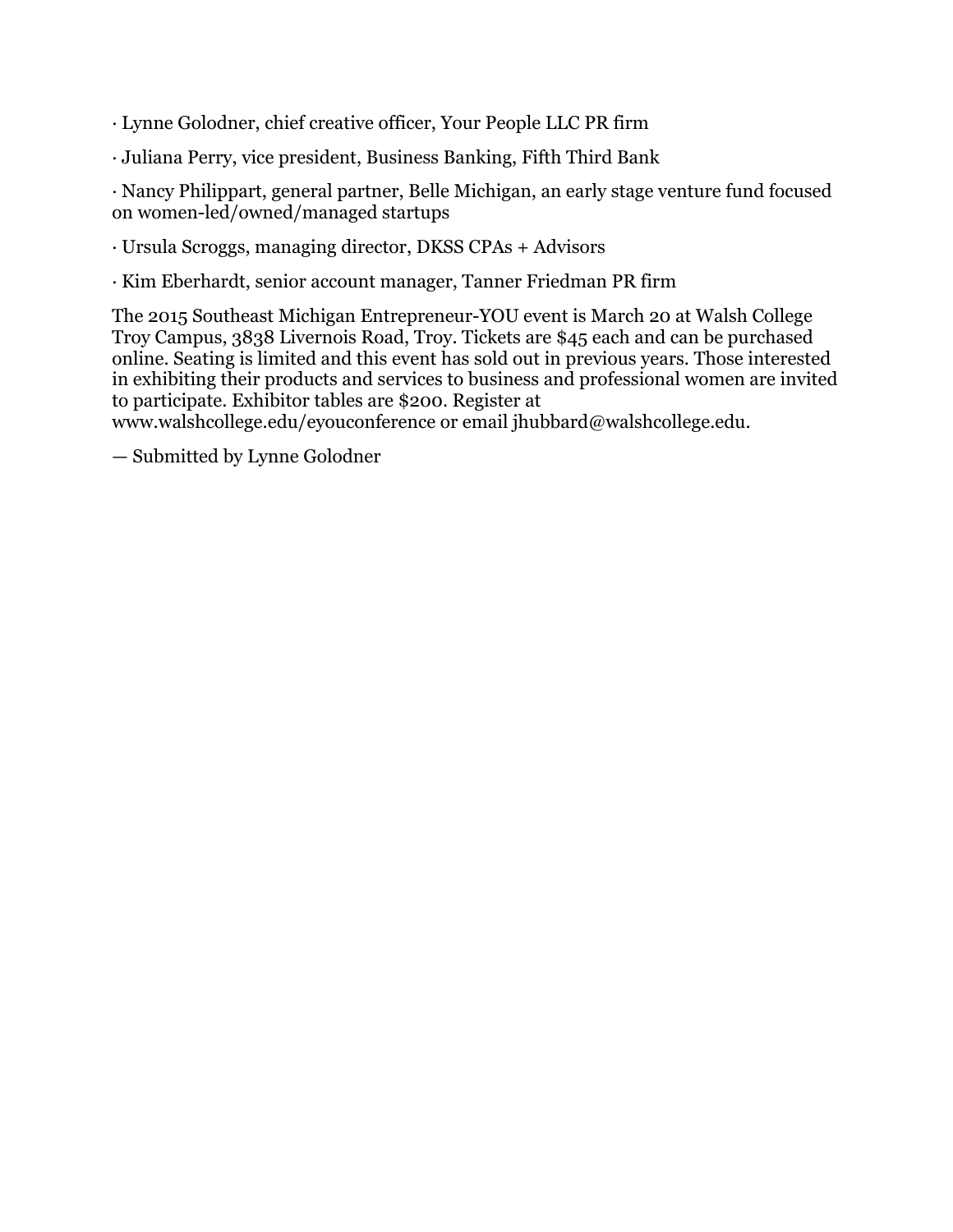· Lynne Golodner, chief creative officer, Your People LLC PR firm

· Juliana Perry, vice president, Business Banking, Fifth Third Bank

· Nancy Philippart, general partner, Belle Michigan, an early stage venture fund focused on women-led/owned/managed startups

· Ursula Scroggs, managing director, DKSS CPAs + Advisors

· Kim Eberhardt, senior account manager, Tanner Friedman PR firm

The 2015 Southeast Michigan Entrepreneur-YOU event is March 20 at Walsh College Troy Campus, 3838 Livernois Road, Troy. Tickets are $45 each and can be purchased online. Seating is limited and this event has sold out in previous years. Those interested in exhibiting their products and services to business and professional women are invited to participate. Exhibitor tables are $200. Register at www.walshcollege.edu/eyouconference or email jhubbard@walshcollege.edu.

— Submitted by Lynne Golodner